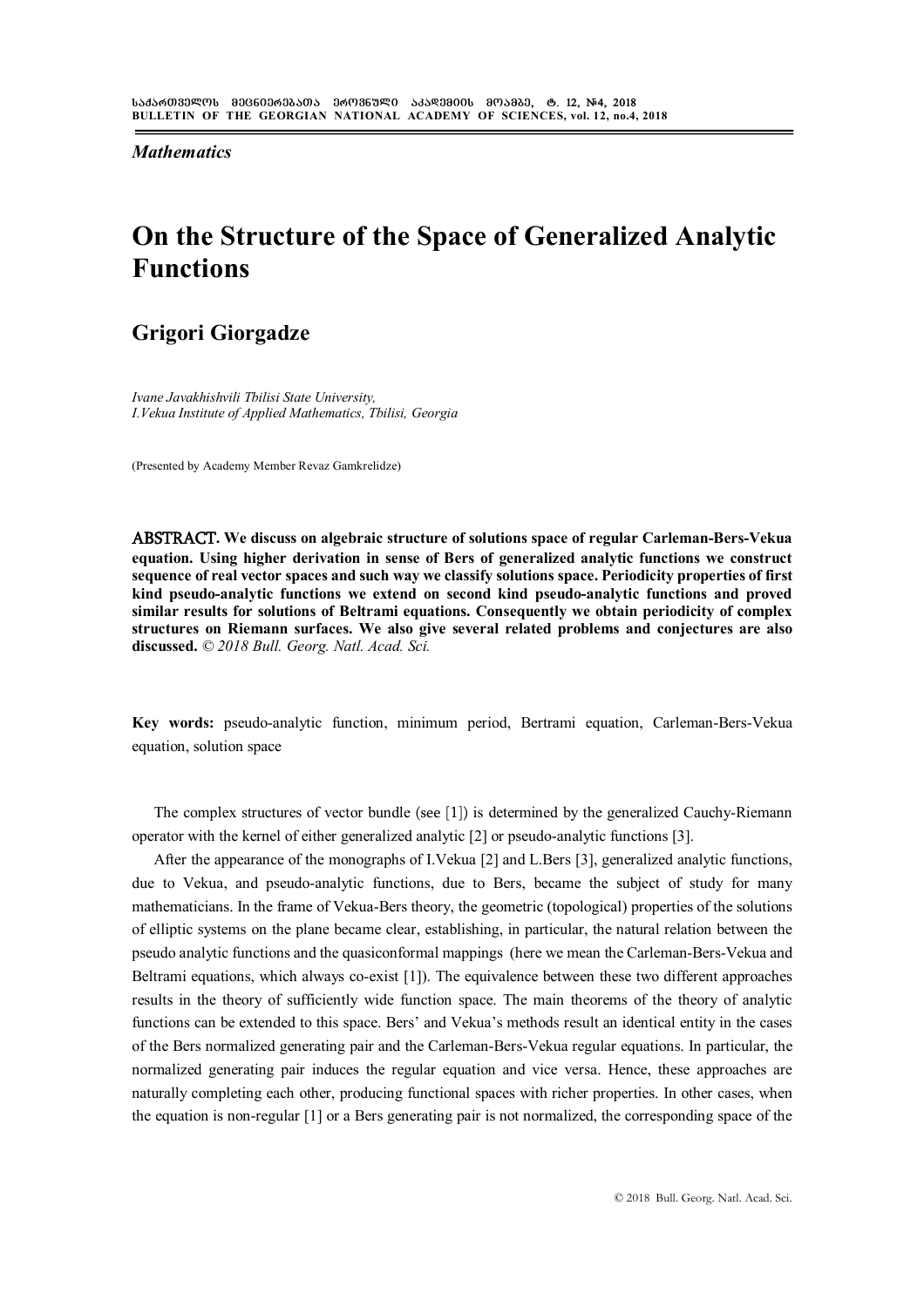*Mathematics*

# On the Structure of the Space of Generalized Analytic Functions

## Grigori Giorgadze

*Ivane Javakhishvili Tbilisi State University,*
*I.Vekua Institute of Applied Mathematics, Tbilisi, Georgia*

(Presented by Academy Member Revaz Gamkrelidze)

**ABSTRACT. We discuss on algebraic structure of solutions space of regular Carleman-Bers-Vekua equation. Using higher derivation in sense of Bers of generalized analytic functions we construct sequence of real vector spaces and such way we classify solutions space. Periodicity properties of first kind pseudo-analytic functions we extend on second kind pseudo-analytic functions and proved similar results for solutions of Beltrami equations. Consequently we obtain periodicity of complex structures on Riemann surfaces. We also give several related problems and conjectures are also discussed.** *© 2018 Bull. Georg. Natl. Acad. Sci.*

**Key words:** pseudo-analytic function, minimum period, Bertrami equation, Carleman-Bers-Vekua equation, solution space

The complex structures of vector bundle (see [1]) is determined by the generalized Cauchy-Riemann operator with the kernel of either generalized analytic [2] or pseudo-analytic functions [3].

After the appearance of the monographs of I.Vekua [2] and L.Bers [3], generalized analytic functions, due to Vekua, and pseudo-analytic functions, due to Bers, became the subject of study for many mathematicians. In the frame of Vekua-Bers theory, the geometric (topological) properties of the solutions of elliptic systems on the plane became clear, establishing, in particular, the natural relation between the pseudo analytic functions and the quasiconformal mappings (here we mean the Carleman-Bers-Vekua and Beltrami equations, which always co-exist [1]). The equivalence between these two different approaches results in the theory of sufficiently wide function space. The main theorems of the theory of analytic functions can be extended to this space. Bers' and Vekua's methods result an identical entity in the cases of the Bers normalized generating pair and the Carleman-Bers-Vekua regular equations. In particular, the normalized generating pair induces the regular equation and vice versa. Hence, these approaches are naturally completing each other, producing functional spaces with richer properties. In other cases, when the equation is non-regular [1] or a Bers generating pair is not normalized, the corresponding space of the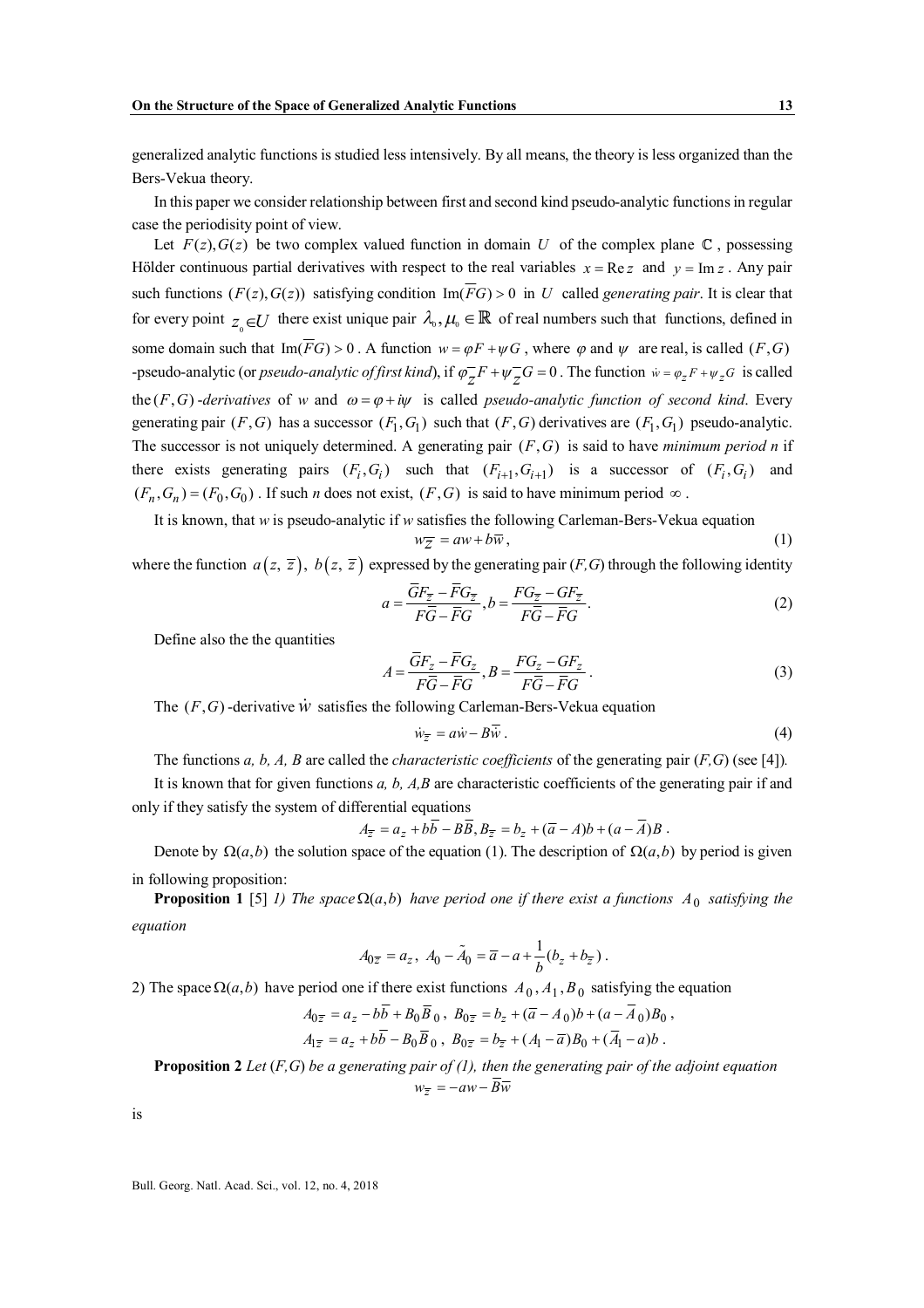generalized analytic functions is studied less intensively. By all means, the theory is less organized than the Bers-Vekua theory.

In this paper we consider relationship between first and second kind pseudo-analytic functions in regular case the periodisity point of view.

Let $F(z), G(z)$ be two complex valued function in domain $U$ of the complex plane $\mathbb{C}$, possessing Hölder continuous partial derivatives with respect to the real variables $x = \operatorname{Re} z$ and $y = \operatorname{Im} z$. Any pair such functions $(F(z), G(z))$ satisfying condition $\operatorname{Im}(\overline{F}G) > 0$ in $U$ called *generating pair*. It is clear that for every point $z_0 \in U$ there exist unique pair $\lambda_0, \mu_0 \in \mathbb{R}$ of real numbers such that functions, defined in some domain such that $\operatorname{Im}(\overline{F}G) > 0$. A function $w = \varphi F + \psi G$, where $\varphi$ and $\psi$ are real, is called $(F, G)$-pseudo-analytic (or *pseudo-analytic of first kind*), if $\varphi_{\overline{z}} F + \psi_{\overline{z}} G = 0$. The function $\dot{w} = \varphi_z F + \psi_z G$ is called the $(F, G)$*-derivatives* of $w$ and $\omega = \varphi + i\psi$ is called *pseudo-analytic function of second kind*. Every generating pair $(F, G)$ has a successor $(F_1, G_1)$ such that $(F, G)$ derivatives are $(F_1, G_1)$ pseudo-analytic. The successor is not uniquely determined. A generating pair $(F, G)$ is said to have *minimum period n* if there exists generating pairs $(F_i, G_i)$ such that $(F_{i+1}, G_{i+1})$ is a successor of $(F_i, G_i)$ and $(F_n, G_n) = (F_0, G_0)$. If such *n* does not exist, $(F, G)$ is said to have minimum period $\infty$.

It is known, that *w* is pseudo-analytic if *w* satisfies the following Carleman-Bers-Vekua equation

$$w_{\overline{z}} = aw + b\overline{w}, \tag{1}$$

where the function $a(z, \overline{z})$, $b(z, \overline{z})$ expressed by the generating pair $(F, G)$ through the following identity

$$a = \frac{\overline{G}F_{\overline{z}} - \overline{F}G_{\overline{z}}}{F\overline{G} - \overline{F}G}, b = \frac{FG_{\overline{z}} - GF_{\overline{z}}}{F\overline{G} - \overline{F}G}. \tag{2}$$

Define also the the quantities

$$A = \frac{\overline{G}F_z - \overline{F}G_z}{F\overline{G} - \overline{F}G}, B = \frac{FG_z - GF_z}{F\overline{G} - \overline{F}G}. \tag{3}$$

The $(F, G)$-derivative $\dot{w}$ satisfies the following Carleman-Bers-Vekua equation

$$\dot{w}_{\overline{z}} = a\dot{w} - B\overline{\dot{w}}. \tag{4}$$

The functions *a, b, A, B* are called the *characteristic coefficients* of the generating pair $(F, G)$ (see [4]).

It is known that for given functions *a, b, A, B* are characteristic coefficients of the generating pair if and only if they satisfy the system of differential equations

$$A_{\overline{z}} = a_z + b\overline{b} - B\overline{B}, B_{\overline{z}} = b_z + (\overline{a} - A)b + (a - \overline{A})B.$$

Denote by $\Omega(a, b)$ the solution space of the equation (1). The description of $\Omega(a, b)$ by period is given in following proposition:

**Proposition 1** [5] *1) The space* $\Omega(a, b)$ *have period one if there exist a functions* $A_0$ *satisfying the equation*

$$A_{0\overline{z}} = a_z, \ A_0 - \tilde{A}_0 = \overline{a} - a + \frac{1}{b}(b_z + b_{\overline{z}}).$$

2) The space $\Omega(a, b)$ have period one if there exist functions $A_0, A_1, B_0$ satisfying the equation

$$A_{0\overline{z}} = a_z - b\overline{b} + B_0\overline{B}_0, \ B_{0\overline{z}} = b_z + (\overline{a} - A_0)b + (a - \overline{A}_0)B_0,$$

$$A_{1\overline{z}} = a_z + b\overline{b} - B_0\overline{B}_0, \ B_{0\overline{z}} = b_{\overline{z}} + (A_1 - \overline{a})B_0 + (\overline{A}_1 - a)b.$$

**Proposition 2** *Let* $(F, G)$ *be a generating pair of (1), then the generating pair of the adjoint equation*

$$w_{\overline{z}} = -aw - \overline{B}\overline{w}$$

is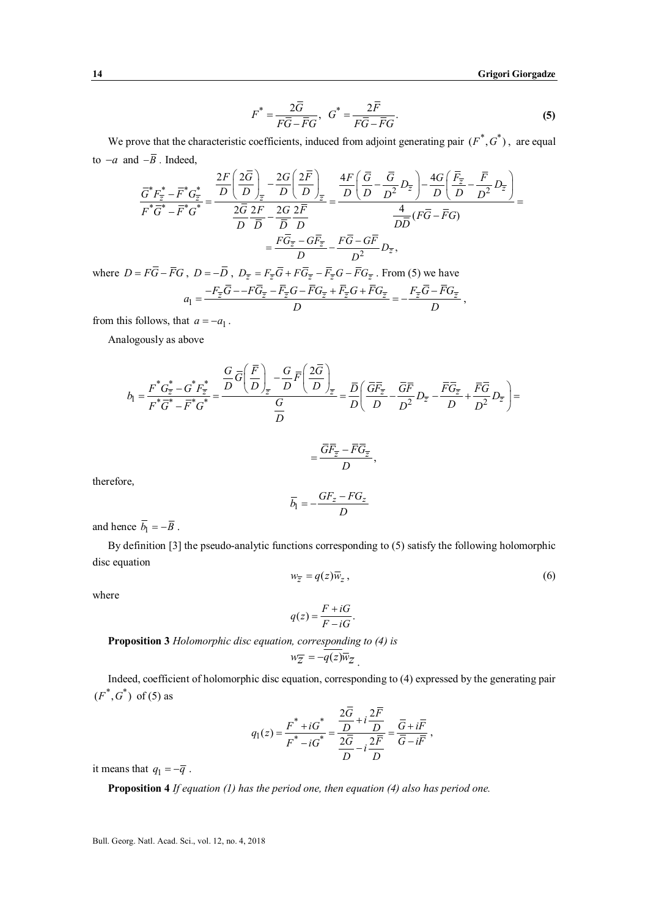$$F^* = \frac{2\overline{G}}{F\overline{G} - \overline{F}G}, \quad G^* = \frac{2\overline{F}}{F\overline{G} - \overline{F}G}. \qquad \textbf{(5)}$$

We prove that the characteristic coefficients, induced from adjoint generating pair $(F^*, G^*)$, are equal to $-a$ and $-\overline{B}$. Indeed,

$$\frac{\overline{G}^* F^*_{\overline{z}} - \overline{F}^* G^*_{\overline{z}}}{F^* \overline{G}^* - \overline{F}^* G^*} = \frac{\dfrac{2F}{D}\left(\dfrac{2\overline{G}}{D}\right)_{\overline{z}} - \dfrac{2G}{D}\left(\dfrac{2\overline{F}}{D}\right)_{\overline{z}}}{\dfrac{2\overline{G}}{D}\dfrac{2F}{\overline{D}} - \dfrac{2G}{\overline{D}}\dfrac{2\overline{F}}{D}} = \frac{\dfrac{4F}{D}\left(\dfrac{\overline{G}}{D} - \dfrac{\overline{G}}{D^2}D_{\overline{z}}\right) - \dfrac{4G}{D}\left(\dfrac{\overline{F}_{\overline{z}}}{D} - \dfrac{\overline{F}}{D^2}D_{\overline{z}}\right)}{\dfrac{4}{D\overline{D}}(F\overline{G} - \overline{F}G)} =$$

$$= \frac{F\overline{G}_{\overline{z}} - G\overline{F}_{\overline{z}}}{D} - \frac{F\overline{G} - G\overline{F}}{D^2} D_{\overline{z}},$$

where $D = F\overline{G} - \overline{F}G$, $D = -\overline{D}$, $D_{\overline{z}} = F_{\overline{z}}\overline{G} + F\overline{G}_{\overline{z}} - \overline{F}_{\overline{z}}G - \overline{F}G_{\overline{z}}$. From (5) we have

$$a_1 = \frac{-F_{\overline{z}}\overline{G} - -F\overline{G}_{\overline{z}} - \overline{F}_{\overline{z}}G - \overline{F}G_{\overline{z}} + \overline{F}_{\overline{z}}G + F\overline{G}_{\overline{z}}}{D} = -\frac{F_{\overline{z}}\overline{G} - \overline{F}G_{\overline{z}}}{D},$$

from this follows, that $a = -a_1$.

Analogously as above

$$b_1 = \frac{F^* G^*_{\overline{z}} - G^* F^*_{\overline{z}}}{F^* \overline{G}^* - \overline{F}^* G^*} = \frac{\dfrac{G}{D}\overline{G}\left(\dfrac{\overline{F}}{D}\right)_{\overline{z}} - \dfrac{G}{D}\overline{F}\left(\dfrac{2\overline{G}}{D}\right)_{\overline{z}}}{\dfrac{G}{D}} = \frac{\overline{D}}{D}\left(\frac{\overline{G}\overline{F}_{\overline{z}}}{D} - \frac{\overline{G}\overline{F}}{D^2}D_{\overline{z}} - \frac{\overline{F}\overline{G}_{\overline{z}}}{D} + \frac{\overline{F}\overline{G}}{D^2}D_{\overline{z}}\right) =$$

$$= \frac{\overline{G}\overline{F}_{\overline{z}} - \overline{F}\overline{G}_{\overline{z}}}{D},$$

therefore,

$$\overline{b}_1 = -\frac{GF_z - FG_z}{D}$$

and hence $\overline{b}_1 = -\overline{B}$.

By definition [3] the pseudo-analytic functions corresponding to (5) satisfy the following holomorphic disc equation

$$w_{\overline{z}} = q(z)\overline{w}_z, \qquad (6)$$

where

$$q(z) = \frac{F + iG}{F - iG}.$$

**Proposition 3** *Holomorphic disc equation, corresponding to (4) is*

$$w_{\overline{z}} = -\overline{q(z)}\overline{w}_z.$$

Indeed, coefficient of holomorphic disc equation, corresponding to (4) expressed by the generating pair $(F^*, G^*)$ of (5) as

$$q_1(z) = \frac{F^* + iG^*}{F^* - iG^*} = \frac{\dfrac{2\overline{G}}{D} + i\dfrac{2\overline{F}}{D}}{\dfrac{2\overline{G}}{D} - i\dfrac{2\overline{F}}{D}} = \frac{\overline{G} + i\overline{F}}{\overline{G} - i\overline{F}},$$

it means that $q_1 = -\overline{q}$.

**Proposition 4** *If equation (1) has the period one, then equation (4) also has period one.*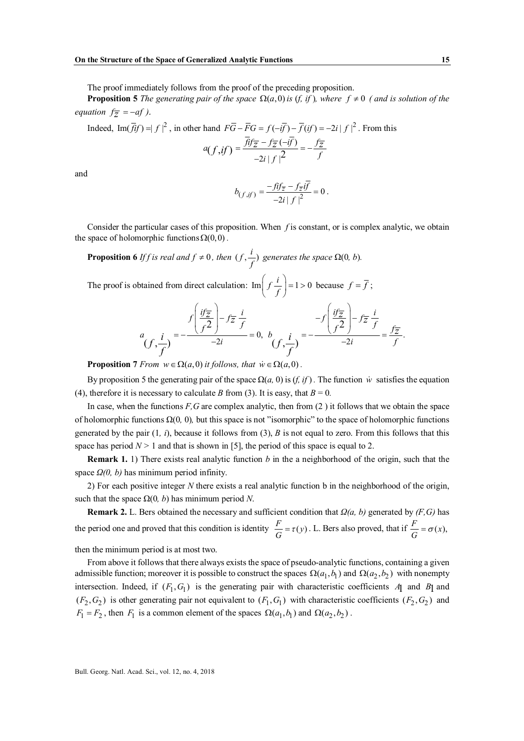The proof immediately follows from the proof of the preceding proposition.

**Proposition 5** *The generating pair of the space* $\Omega(a,0)$ *is* $(f,\, if)$*, where* $f \neq 0$ *( and is solution of the equation* $f_{\overline{z}} = -af$ *).*

Indeed, $\operatorname{Im}(\overline{f}if) = |f|^2$, in other hand $F\overline{G} - \overline{F}G = f(-i\overline{f}) - \overline{f}(if) = -2i|f|^2$. From this

$$a_{(f,if)} = \frac{\overline{f}if_{\overline{z}} - f_{\overline{z}}(-i\overline{f})}{-2i|f|^2} = -\frac{f_{\overline{z}}}{f}$$

and

$$b_{(f,if)} = \frac{-fif_{\overline{z}} - f_{\overline{z}}if}{-2i|f|^2} = 0\,.$$

Consider the particular cases of this proposition. When $f$ is constant, or is complex analytic, we obtain the space of holomorphic functions $\Omega(0,0)$.

**Proposition 6** *If* $f$ *is real and* $f \neq 0$*, then* $(f, \frac{i}{f})$ *generates the space* $\Omega(0,\, b)$*.*

The proof is obtained from direct calculation: $\operatorname{Im}\left(f\frac{i}{f}\right) = 1 > 0$ because $f = \overline{f}$;

$$a_{(f,\frac{i}{f})} = -\frac{f\left(\frac{if_{\overline{z}}}{f^2}\right) - f_{\overline{z}}\frac{i}{f}}{-2i} = 0,\; b_{(f,\frac{i}{f})} = -\frac{-f\left(\frac{if_{\overline{z}}}{f^2}\right) - f_{\overline{z}}\frac{i}{f}}{-2i} = \frac{f_{\overline{z}}}{f}.$$

**Proposition 7** *From* $w \in \Omega(a,0)$ *it follows, that* $\dot{w} \in \Omega(a,0)$.

By proposition 5 the generating pair of the space $\Omega(a,\, 0)$ is $(f,\, if)$. The function $\dot{w}$ satisfies the equation (4), therefore it is necessary to calculate $B$ from (3). It is easy, that $B = 0$.

In case, when the functions $F,G$ are complex analytic, then from (2 ) it follows that we obtain the space of holomorphic functions $\Omega(0,\, 0)$, but this space is not "isomorphic" to the space of holomorphic functions generated by the pair $(1,\, i)$, because it follows from (3), $B$ is not equal to zero. From this follows that this space has period $N > 1$ and that is shown in [5], the period of this space is equal to 2.

**Remark 1.** 1) There exists real analytic function $b$ in the a neighborhood of the origin, such that the space *Ω(0, b)* has minimum period infinity.

2) For each positive integer $N$ there exists a real analytic function b in the neighborhood of the origin, such that the space $\Omega(0,\, b)$ has minimum period $N$.

**Remark 2.** L. Bers obtained the necessary and sufficient condition that *Ω(a, b)* generated by *(F,G)* has the period one and proved that this condition is identity $\frac{F}{G} = \tau(y)$. L. Bers also proved, that if $\frac{F}{G} = \sigma(x)$, then the minimum period is at most two.

From above it follows that there always exists the space of pseudo-analytic functions, containing a given admissible function; moreover it is possible to construct the spaces $\Omega(a_1, b_1)$ and $\Omega(a_2, b_2)$ with nonempty intersection. Indeed, if $(F_1, G_1)$ is the generating pair with characteristic coefficients $A_1$ and $B_1$ and $(F_2, G_2)$ is other generating pair not equivalent to $(F_1, G_1)$ with characteristic coefficients $(F_2, G_2)$ and $F_1 = F_2$, then $F_1$ is a common element of the spaces $\Omega(a_1, b_1)$ and $\Omega(a_2, b_2)$.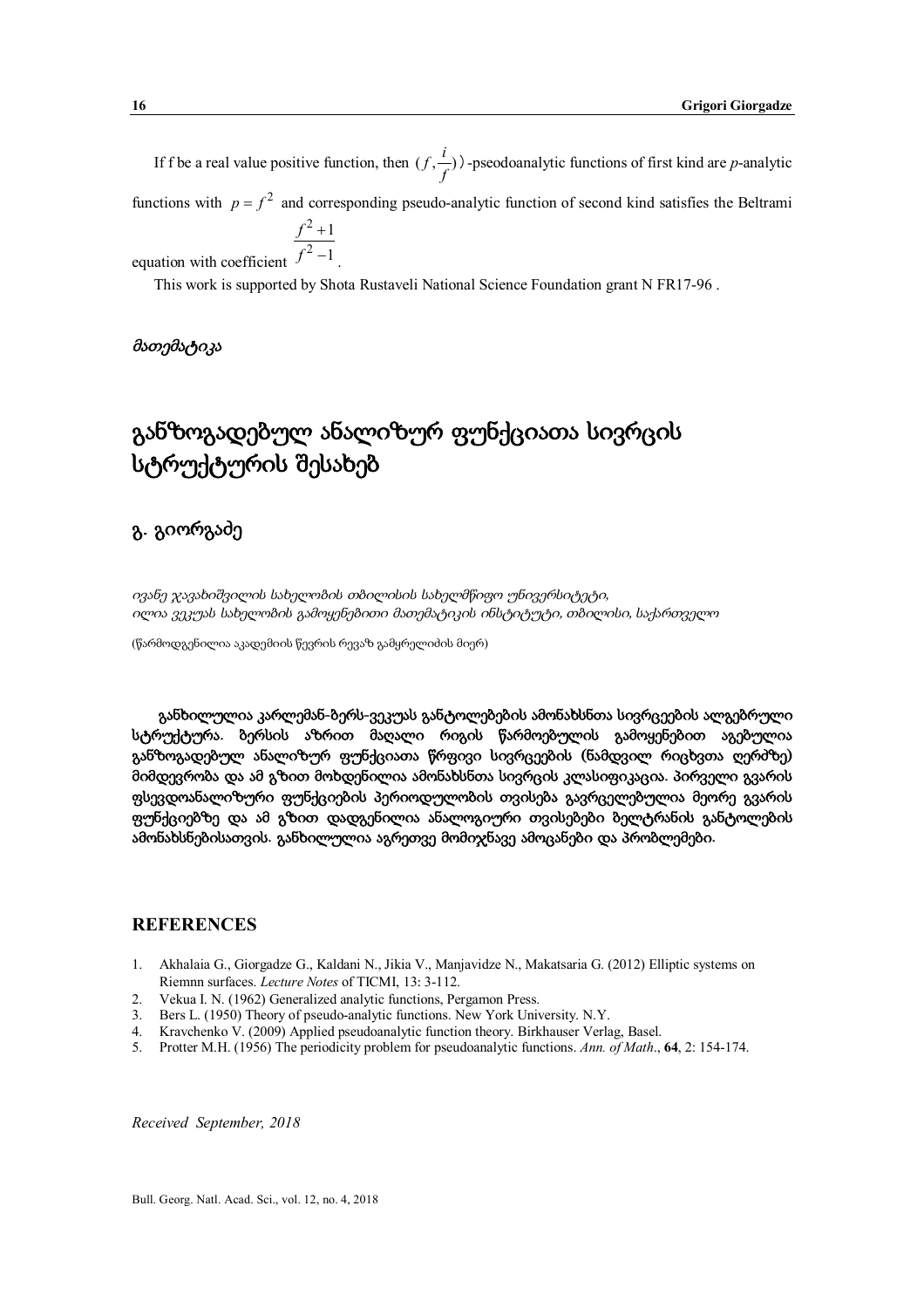If f be a real value positive function, then $(f, \frac{i}{f}))$ -pseodoanalytic functions of first kind are *p*-analytic functions with $p = f^2$ and corresponding pseudo-analytic function of second kind satisfies the Beltrami equation with coefficient $\frac{f^2+1}{f^2-1}$.

This work is supported by Shota Rustaveli National Science Foundation grant N FR17-96 .

*მათემატიკა*

# განზოგადებულ ანალიზურ ფუნქციათა სივრცის სტრუქტურის შესახებ

## გ. გიორგაძე

*ივანე ჯავახიშვილის სახელობის თბილისის სახელმწიფო უნივერსიტეტი, ილია ვეკუას სახელობის გამოყენებითი მათემატიკის ინსტიტუტი, თბილისი, საქართველო*

(წარმოდგენილია აკადემიის წევრის რევაზ გამყრელიძის მიერ)

**განხილულია კარლემან-ბერს-ვეკუას განტოლებების ამონახსნთა სივრცეების ალგებრული სტრუქტურა. ბერსის აზრით მაღალი რიგის წარმოებულის გამოყენებით აგებულია განზოგადებულ ანალიზურ ფუნქციათა წრფივი სივრცეების (ნამდვილ რიცხვთა ღერძზე) მიმდევრობა და ამ გზით მოხდენილია ამონახსნთა სივრცის კლასიფიკაცია. პირველი გვარის ფსევდოანალიზური ფუნქციების პერიოდულობის თვისება გავრცელებულია მეორე გვარის ფუნქციებზე და ამ გზით დადგენილია ანალოგიური თვისებები ბელტრამის განტოლების ამონახსნებისათვის. განხილულია აგრეთვე მომიჯნავე ამოცანები და პრობლემები.**

## REFERENCES

1. Akhalaia G., Giorgadze G., Kaldani N., Jikia V., Manjavidze N., Makatsaria G. (2012) Elliptic systems on Riemnn surfaces. *Lecture Notes* of TICMI, 13: 3-112.
2. Vekua I. N. (1962) Generalized analytic functions, Pergamon Press.
3. Bers L. (1950) Theory of pseudo-analytic functions. New York University. N.Y.
4. Kravchenko V. (2009) Applied pseudoanalytic function theory. Birkhauser Verlag, Basel.
5. Protter M.H. (1956) The periodicity problem for pseudoanalytic functions. *Ann. of Math*., **64**, 2: 154-174.

*Received September, 2018*